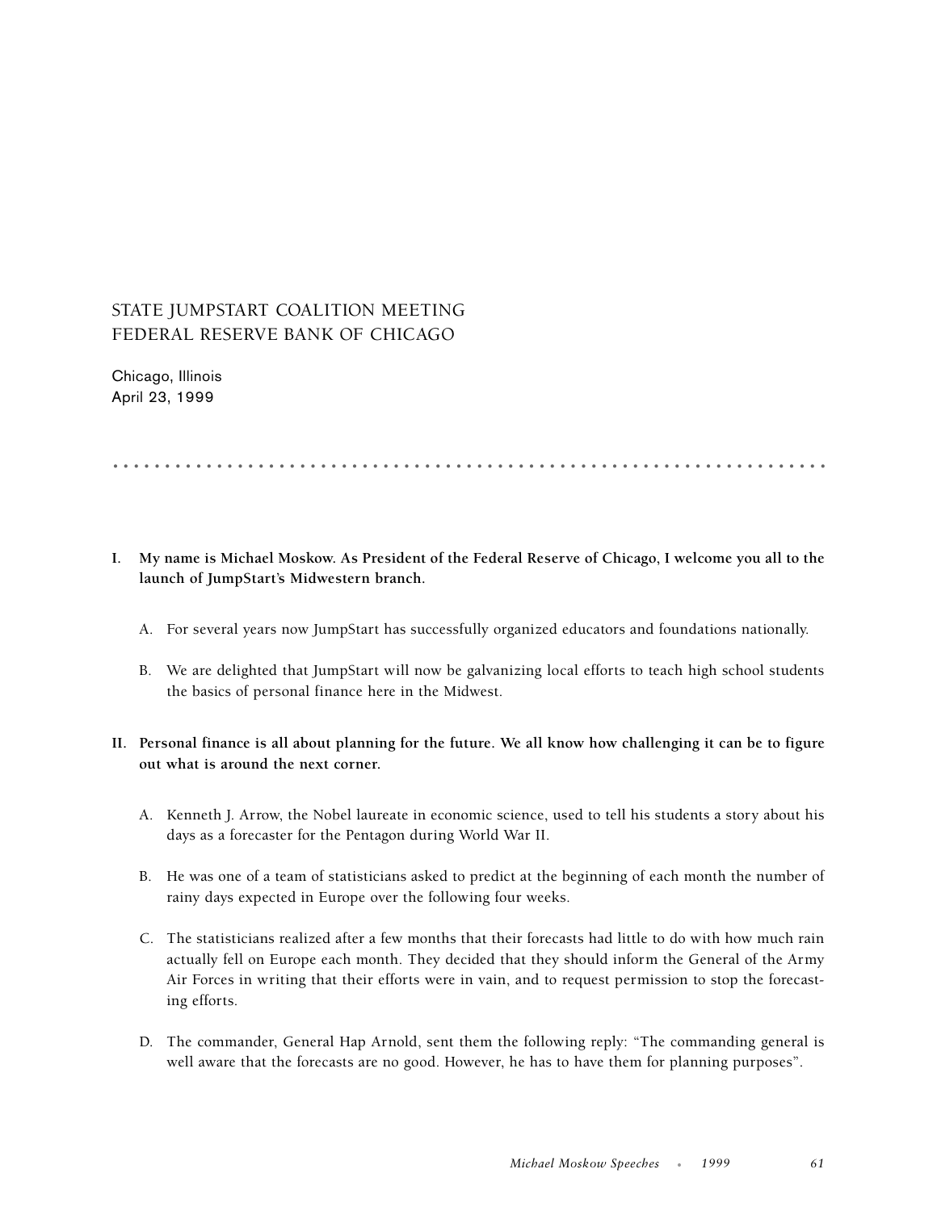# STATE JUMPSTART COALITION MEETING
# FEDERAL RESERVE BANK OF CHICAGO

Chicago, Illinois
April 23, 1999

---

**I. My name is Michael Moskow. As President of the Federal Reserve of Chicago, I welcome you all to the launch of JumpStart's Midwestern branch.**

A. For several years now JumpStart has successfully organized educators and foundations nationally.

B. We are delighted that JumpStart will now be galvanizing local efforts to teach high school students the basics of personal finance here in the Midwest.

**II. Personal finance is all about planning for the future. We all know how challenging it can be to figure out what is around the next corner.**

A. Kenneth J. Arrow, the Nobel laureate in economic science, used to tell his students a story about his days as a forecaster for the Pentagon during World War II.

B. He was one of a team of statisticians asked to predict at the beginning of each month the number of rainy days expected in Europe over the following four weeks.

C. The statisticians realized after a few months that their forecasts had little to do with how much rain actually fell on Europe each month. They decided that they should inform the General of the Army Air Forces in writing that their efforts were in vain, and to request permission to stop the forecasting efforts.

D. The commander, General Hap Arnold, sent them the following reply: "The commanding general is well aware that the forecasts are no good. However, he has to have them for planning purposes".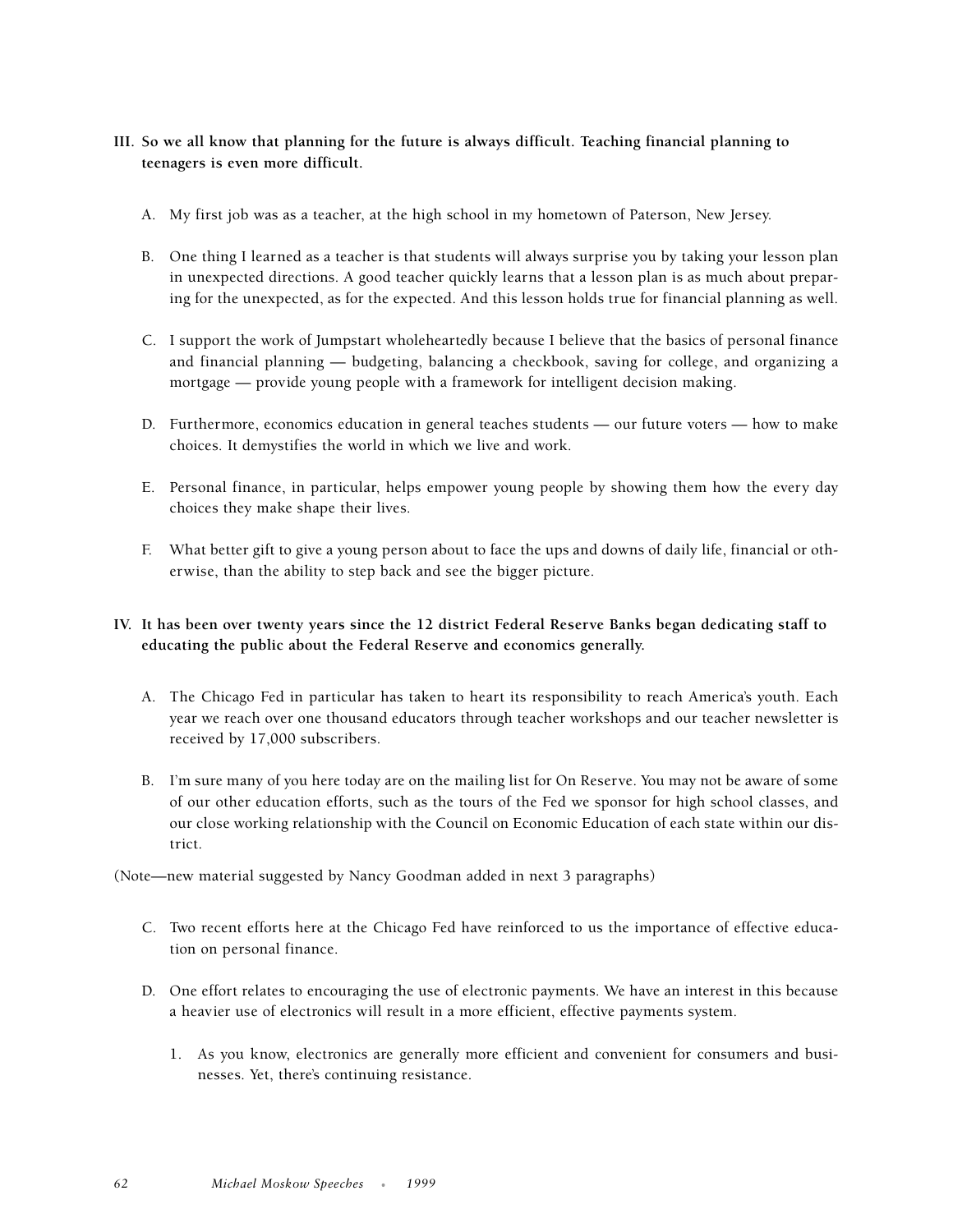**III. So we all know that planning for the future is always difficult. Teaching financial planning to teenagers is even more difficult.**

A. My first job was as a teacher, at the high school in my hometown of Paterson, New Jersey.

B. One thing I learned as a teacher is that students will always surprise you by taking your lesson plan in unexpected directions. A good teacher quickly learns that a lesson plan is as much about preparing for the unexpected, as for the expected. And this lesson holds true for financial planning as well.

C. I support the work of Jumpstart wholeheartedly because I believe that the basics of personal finance and financial planning — budgeting, balancing a checkbook, saving for college, and organizing a mortgage — provide young people with a framework for intelligent decision making.

D. Furthermore, economics education in general teaches students — our future voters — how to make choices. It demystifies the world in which we live and work.

E. Personal finance, in particular, helps empower young people by showing them how the every day choices they make shape their lives.

F. What better gift to give a young person about to face the ups and downs of daily life, financial or otherwise, than the ability to step back and see the bigger picture.

**IV. It has been over twenty years since the 12 district Federal Reserve Banks began dedicating staff to educating the public about the Federal Reserve and economics generally.**

A. The Chicago Fed in particular has taken to heart its responsibility to reach America's youth. Each year we reach over one thousand educators through teacher workshops and our teacher newsletter is received by 17,000 subscribers.

B. I'm sure many of you here today are on the mailing list for On Reserve. You may not be aware of some of our other education efforts, such as the tours of the Fed we sponsor for high school classes, and our close working relationship with the Council on Economic Education of each state within our district.

(Note—new material suggested by Nancy Goodman added in next 3 paragraphs)

C. Two recent efforts here at the Chicago Fed have reinforced to us the importance of effective education on personal finance.

D. One effort relates to encouraging the use of electronic payments. We have an interest in this because a heavier use of electronics will result in a more efficient, effective payments system.

1. As you know, electronics are generally more efficient and convenient for consumers and businesses. Yet, there's continuing resistance.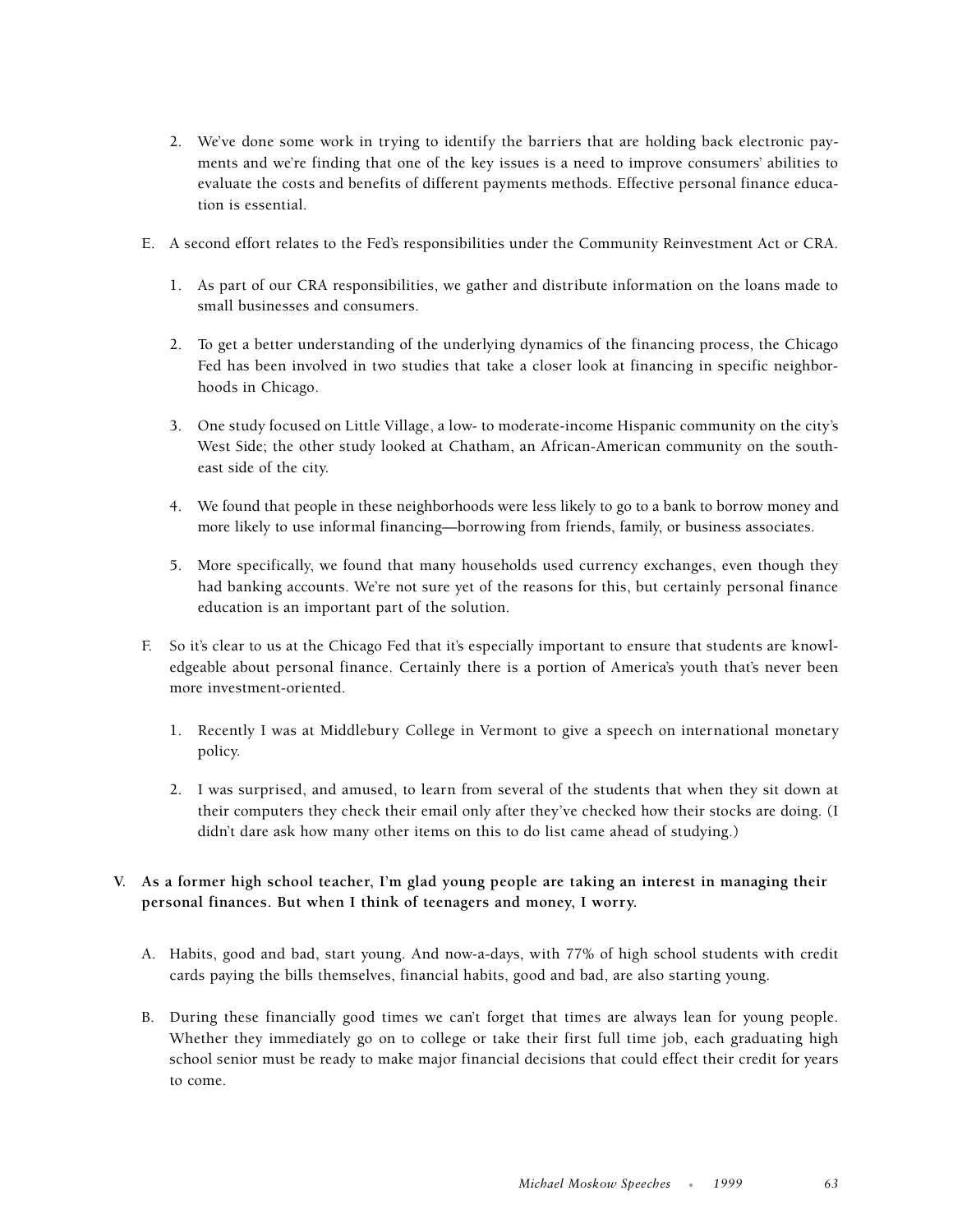2. We've done some work in trying to identify the barriers that are holding back electronic payments and we're finding that one of the key issues is a need to improve consumers' abilities to evaluate the costs and benefits of different payments methods. Effective personal finance education is essential.

E. A second effort relates to the Fed's responsibilities under the Community Reinvestment Act or CRA.

   1. As part of our CRA responsibilities, we gather and distribute information on the loans made to small businesses and consumers.

   2. To get a better understanding of the underlying dynamics of the financing process, the Chicago Fed has been involved in two studies that take a closer look at financing in specific neighborhoods in Chicago.

   3. One study focused on Little Village, a low- to moderate-income Hispanic community on the city's West Side; the other study looked at Chatham, an African-American community on the southeast side of the city.

   4. We found that people in these neighborhoods were less likely to go to a bank to borrow money and more likely to use informal financing—borrowing from friends, family, or business associates.

   5. More specifically, we found that many households used currency exchanges, even though they had banking accounts. We're not sure yet of the reasons for this, but certainly personal finance education is an important part of the solution.

F. So it's clear to us at the Chicago Fed that it's especially important to ensure that students are knowledgeable about personal finance. Certainly there is a portion of America's youth that's never been more investment-oriented.

   1. Recently I was at Middlebury College in Vermont to give a speech on international monetary policy.

   2. I was surprised, and amused, to learn from several of the students that when they sit down at their computers they check their email only after they've checked how their stocks are doing. (I didn't dare ask how many other items on this to do list came ahead of studying.)

**V. As a former high school teacher, I'm glad young people are taking an interest in managing their personal finances. But when I think of teenagers and money, I worry.**

A. Habits, good and bad, start young. And now-a-days, with 77% of high school students with credit cards paying the bills themselves, financial habits, good and bad, are also starting young.

B. During these financially good times we can't forget that times are always lean for young people. Whether they immediately go on to college or take their first full time job, each graduating high school senior must be ready to make major financial decisions that could effect their credit for years to come.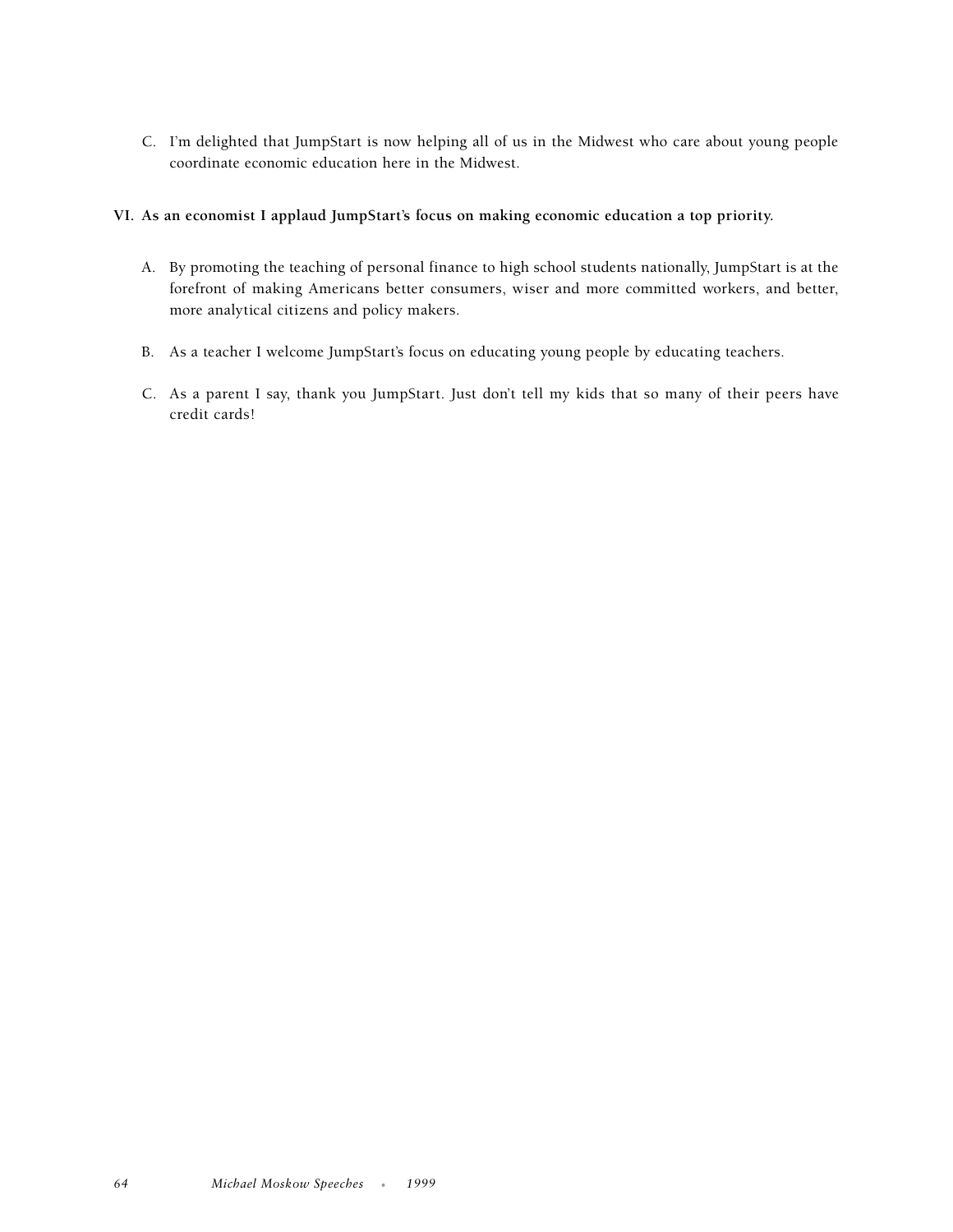C. I'm delighted that JumpStart is now helping all of us in the Midwest who care about young people coordinate economic education here in the Midwest.

**VI. As an economist I applaud JumpStart's focus on making economic education a top priority.**

A. By promoting the teaching of personal finance to high school students nationally, JumpStart is at the forefront of making Americans better consumers, wiser and more committed workers, and better, more analytical citizens and policy makers.

B. As a teacher I welcome JumpStart's focus on educating young people by educating teachers.

C. As a parent I say, thank you JumpStart. Just don't tell my kids that so many of their peers have credit cards!